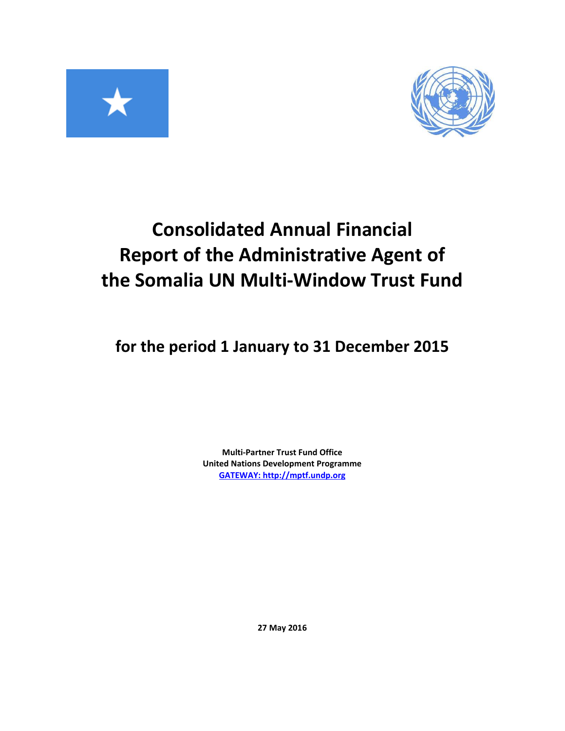# Consolidated Annual Financial Report of the Administrative Agent of the Somalia UN Multi-Window Trust Fund

## for the period 1 January to 31 December 2015

**Multi-Partner Trust Fund Office**
**United Nations Development Programme**
**GATEWAY: http://mptf.undp.org**

**27 May 2016**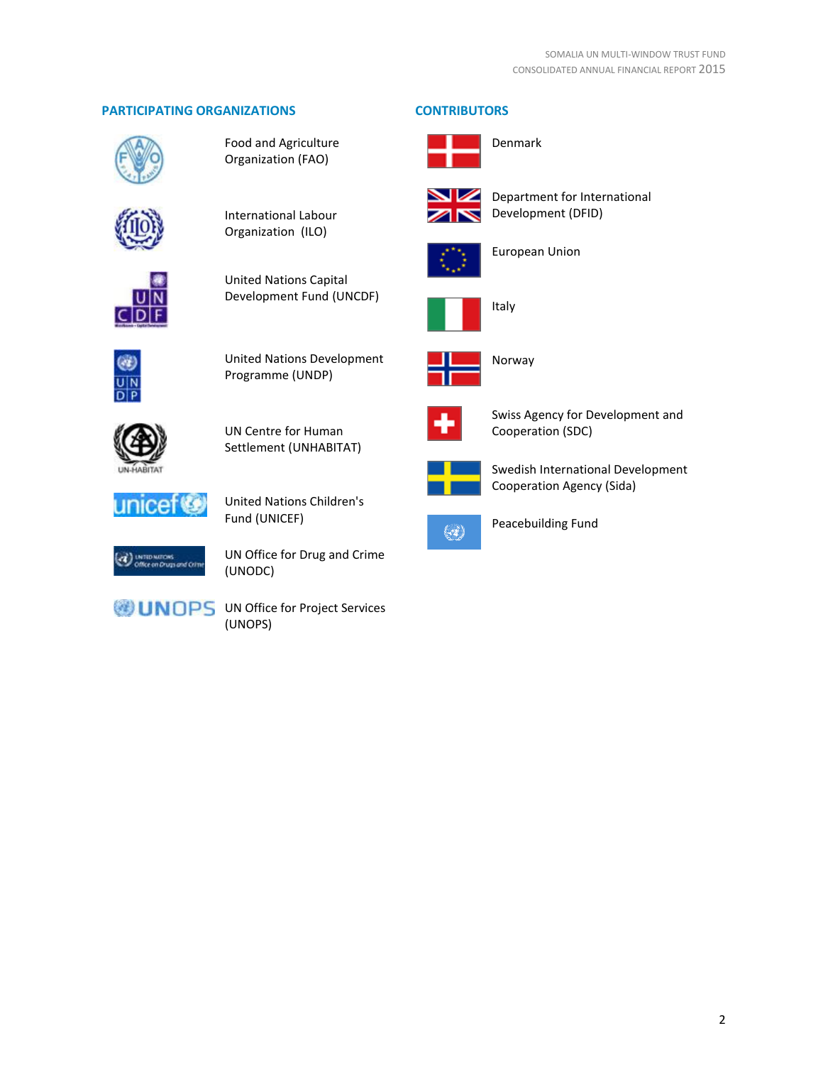## PARTICIPATING ORGANIZATIONS

Food and Agriculture Organization (FAO)

International Labour Organization (ILO)

United Nations Capital Development Fund (UNCDF)

United Nations Development Programme (UNDP)

UN Centre for Human Settlement (UNHABITAT)

United Nations Children's Fund (UNICEF)

UN Office for Drug and Crime (UNODC)

UN Office for Project Services (UNOPS)

## CONTRIBUTORS

Denmark

Department for International Development (DFID)

European Union

Italy

Norway

Swiss Agency for Development and Cooperation (SDC)

Swedish International Development Cooperation Agency (Sida)

Peacebuilding Fund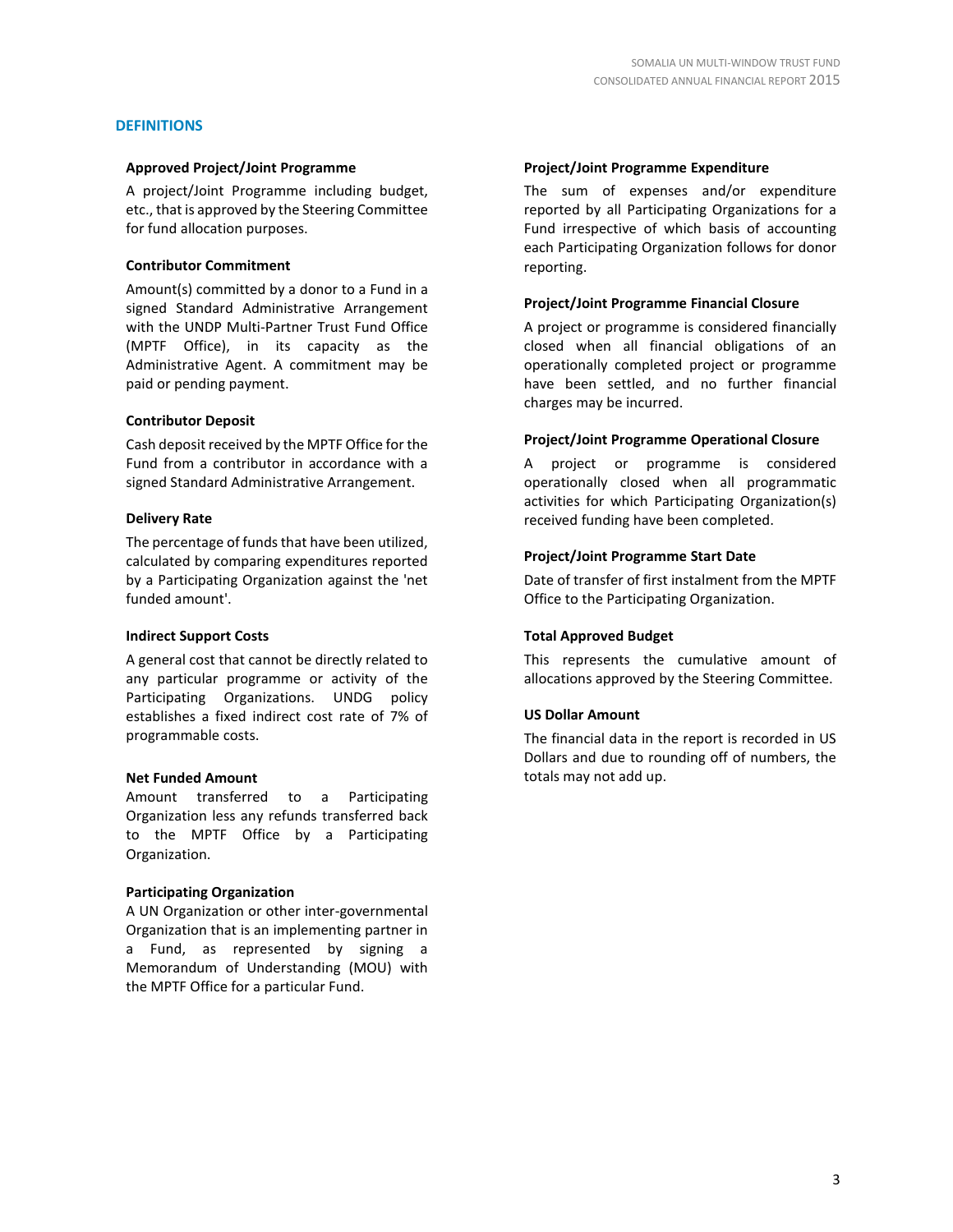## DEFINITIONS

### Approved Project/Joint Programme

A project/Joint Programme including budget, etc., that is approved by the Steering Committee for fund allocation purposes.

### Contributor Commitment

Amount(s) committed by a donor to a Fund in a signed Standard Administrative Arrangement with the UNDP Multi-Partner Trust Fund Office (MPTF Office), in its capacity as the Administrative Agent. A commitment may be paid or pending payment.

### Contributor Deposit

Cash deposit received by the MPTF Office for the Fund from a contributor in accordance with a signed Standard Administrative Arrangement.

### Delivery Rate

The percentage of funds that have been utilized, calculated by comparing expenditures reported by a Participating Organization against the 'net funded amount'.

### Indirect Support Costs

A general cost that cannot be directly related to any particular programme or activity of the Participating Organizations. UNDG policy establishes a fixed indirect cost rate of 7% of programmable costs.

### Net Funded Amount

Amount transferred to a Participating Organization less any refunds transferred back to the MPTF Office by a Participating Organization.

### Participating Organization

A UN Organization or other inter-governmental Organization that is an implementing partner in a Fund, as represented by signing a Memorandum of Understanding (MOU) with the MPTF Office for a particular Fund.

### Project/Joint Programme Expenditure

The sum of expenses and/or expenditure reported by all Participating Organizations for a Fund irrespective of which basis of accounting each Participating Organization follows for donor reporting.

### Project/Joint Programme Financial Closure

A project or programme is considered financially closed when all financial obligations of an operationally completed project or programme have been settled, and no further financial charges may be incurred.

### Project/Joint Programme Operational Closure

A project or programme is considered operationally closed when all programmatic activities for which Participating Organization(s) received funding have been completed.

### Project/Joint Programme Start Date

Date of transfer of first instalment from the MPTF Office to the Participating Organization.

### Total Approved Budget

This represents the cumulative amount of allocations approved by the Steering Committee.

### US Dollar Amount

The financial data in the report is recorded in US Dollars and due to rounding off of numbers, the totals may not add up.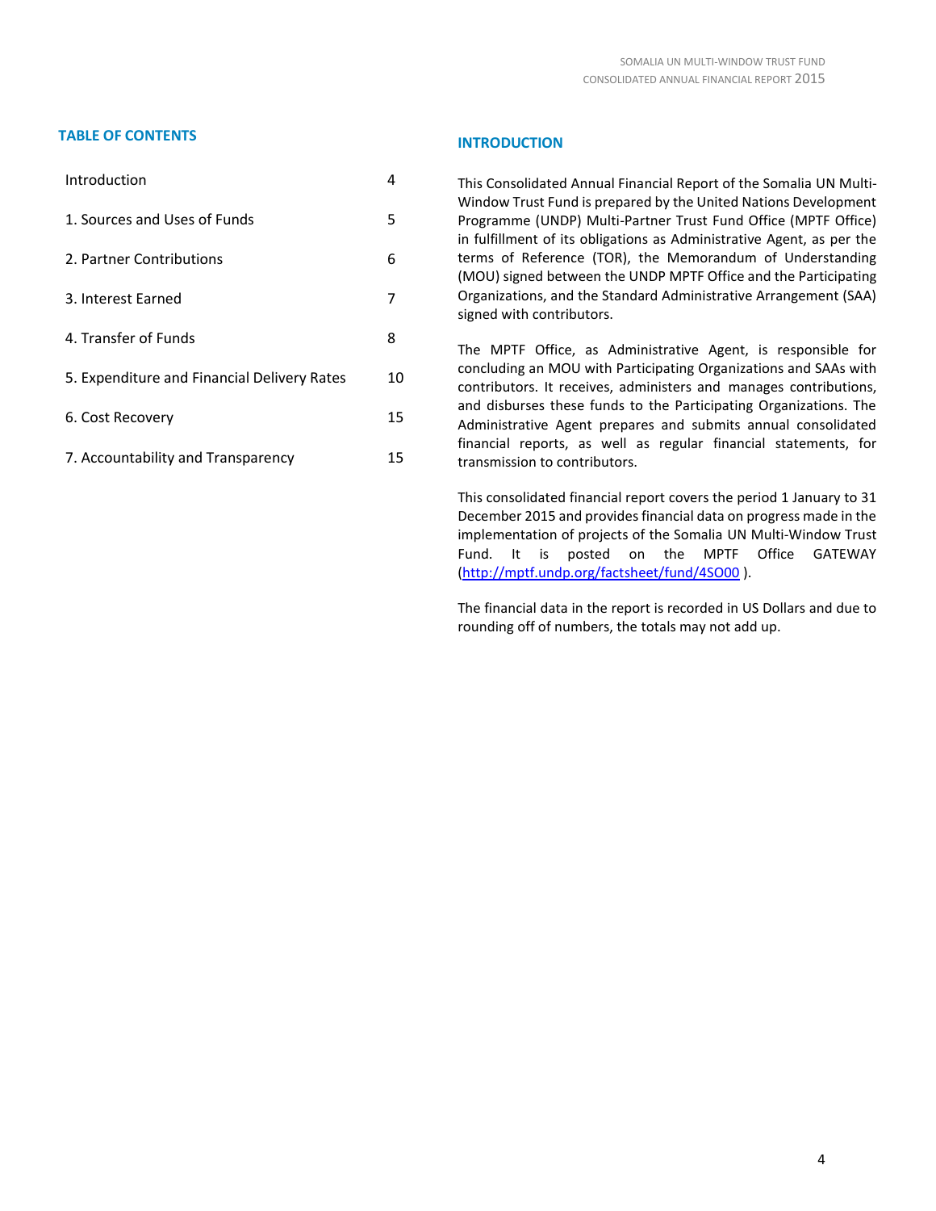## TABLE OF CONTENTS

| | |
|---|---|
| Introduction | 4 |
| 1. Sources and Uses of Funds | 5 |
| 2. Partner Contributions | 6 |
| 3. Interest Earned | 7 |
| 4. Transfer of Funds | 8 |
| 5. Expenditure and Financial Delivery Rates | 10 |
| 6. Cost Recovery | 15 |
| 7. Accountability and Transparency | 15 |

## INTRODUCTION

This Consolidated Annual Financial Report of the Somalia UN Multi-Window Trust Fund is prepared by the United Nations Development Programme (UNDP) Multi-Partner Trust Fund Office (MPTF Office) in fulfillment of its obligations as Administrative Agent, as per the terms of Reference (TOR), the Memorandum of Understanding (MOU) signed between the UNDP MPTF Office and the Participating Organizations, and the Standard Administrative Arrangement (SAA) signed with contributors.

The MPTF Office, as Administrative Agent, is responsible for concluding an MOU with Participating Organizations and SAAs with contributors. It receives, administers and manages contributions, and disburses these funds to the Participating Organizations. The Administrative Agent prepares and submits annual consolidated financial reports, as well as regular financial statements, for transmission to contributors.

This consolidated financial report covers the period 1 January to 31 December 2015 and provides financial data on progress made in the implementation of projects of the Somalia UN Multi-Window Trust Fund. It is posted on the MPTF Office GATEWAY (http://mptf.undp.org/factsheet/fund/4SO00 ).

The financial data in the report is recorded in US Dollars and due to rounding off of numbers, the totals may not add up.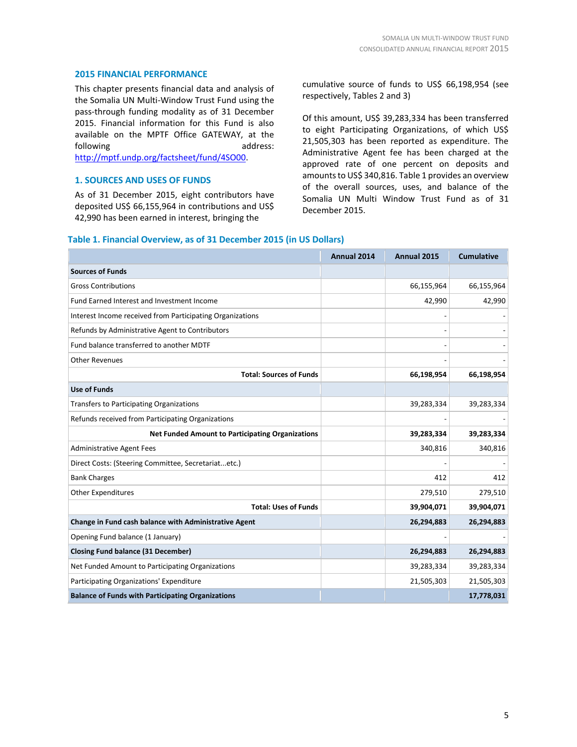## 2015 FINANCIAL PERFORMANCE

This chapter presents financial data and analysis of the Somalia UN Multi-Window Trust Fund using the pass-through funding modality as of 31 December 2015. Financial information for this Fund is also available on the MPTF Office GATEWAY, at the following address: http://mptf.undp.org/factsheet/fund/4SO00.

## 1. SOURCES AND USES OF FUNDS

As of 31 December 2015, eight contributors have deposited US$ 66,155,964 in contributions and US$ 42,990 has been earned in interest, bringing the cumulative source of funds to US$ 66,198,954 (see respectively, Tables 2 and 3)

Of this amount, US$ 39,283,334 has been transferred to eight Participating Organizations, of which US$ 21,505,303 has been reported as expenditure. The Administrative Agent fee has been charged at the approved rate of one percent on deposits and amounts to US$ 340,816. Table 1 provides an overview of the overall sources, uses, and balance of the Somalia UN Multi Window Trust Fund as of 31 December 2015.

### Table 1. Financial Overview, as of 31 December 2015 (in US Dollars)

| | Annual 2014 | Annual 2015 | Cumulative |
|---|---|---|---|
| **Sources of Funds** | | | |
| Gross Contributions | | 66,155,964 | 66,155,964 |
| Fund Earned Interest and Investment Income | | 42,990 | 42,990 |
| Interest Income received from Participating Organizations | | - | - |
| Refunds by Administrative Agent to Contributors | | - | - |
| Fund balance transferred to another MDTF | | - | - |
| Other Revenues | | - | - |
| **Total: Sources of Funds** | | **66,198,954** | **66,198,954** |
| **Use of Funds** | | | |
| Transfers to Participating Organizations | | 39,283,334 | 39,283,334 |
| Refunds received from Participating Organizations | | - | - |
| **Net Funded Amount to Participating Organizations** | | **39,283,334** | **39,283,334** |
| Administrative Agent Fees | | 340,816 | 340,816 |
| Direct Costs: (Steering Committee, Secretariat...etc.) | | - | - |
| Bank Charges | | 412 | 412 |
| Other Expenditures | | 279,510 | 279,510 |
| **Total: Uses of Funds** | | **39,904,071** | **39,904,071** |
| **Change in Fund cash balance with Administrative Agent** | | **26,294,883** | **26,294,883** |
| Opening Fund balance (1 January) | | - | - |
| **Closing Fund balance (31 December)** | | **26,294,883** | **26,294,883** |
| Net Funded Amount to Participating Organizations | | 39,283,334 | 39,283,334 |
| Participating Organizations' Expenditure | | 21,505,303 | 21,505,303 |
| **Balance of Funds with Participating Organizations** | | | **17,778,031** |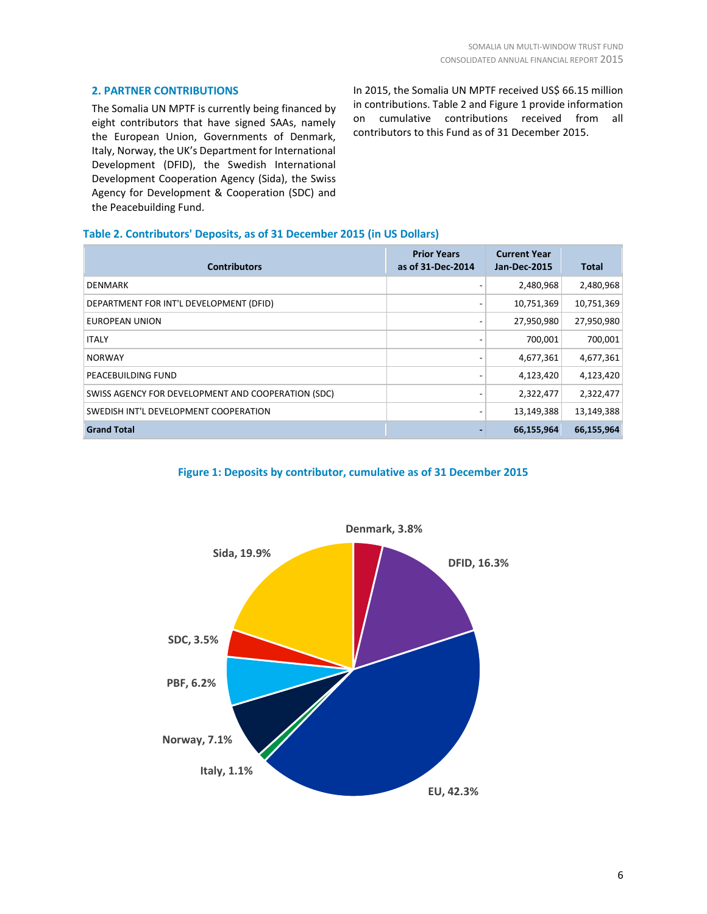## 2. PARTNER CONTRIBUTIONS

The Somalia UN MPTF is currently being financed by eight contributors that have signed SAAs, namely the European Union, Governments of Denmark, Italy, Norway, the UK's Department for International Development (DFID), the Swedish International Development Cooperation Agency (Sida), the Swiss Agency for Development & Cooperation (SDC) and the Peacebuilding Fund.

In 2015, the Somalia UN MPTF received US$ 66.15 million in contributions. Table 2 and Figure 1 provide information on cumulative contributions received from all contributors to this Fund as of 31 December 2015.

**Table 2. Contributors' Deposits, as of 31 December 2015 (in US Dollars)**

| Contributors | Prior Years as of 31-Dec-2014 | Current Year Jan-Dec-2015 | Total |
|---|---|---|---|
| DENMARK | - | 2,480,968 | 2,480,968 |
| DEPARTMENT FOR INT'L DEVELOPMENT (DFID) | - | 10,751,369 | 10,751,369 |
| EUROPEAN UNION | - | 27,950,980 | 27,950,980 |
| ITALY | - | 700,001 | 700,001 |
| NORWAY | - | 4,677,361 | 4,677,361 |
| PEACEBUILDING FUND | - | 4,123,420 | 4,123,420 |
| SWISS AGENCY FOR DEVELOPMENT AND COOPERATION (SDC) | - | 2,322,477 | 2,322,477 |
| SWEDISH INT'L DEVELOPMENT COOPERATION | - | 13,149,388 | 13,149,388 |
| **Grand Total** | **-** | **66,155,964** | **66,155,964** |

**Figure 1: Deposits by contributor, cumulative as of 31 December 2015**

Denmark, 3.8%
DFID, 16.3%
EU, 42.3%
Italy, 1.1%
Norway, 7.1%
PBF, 6.2%
SDC, 3.5%
Sida, 19.9%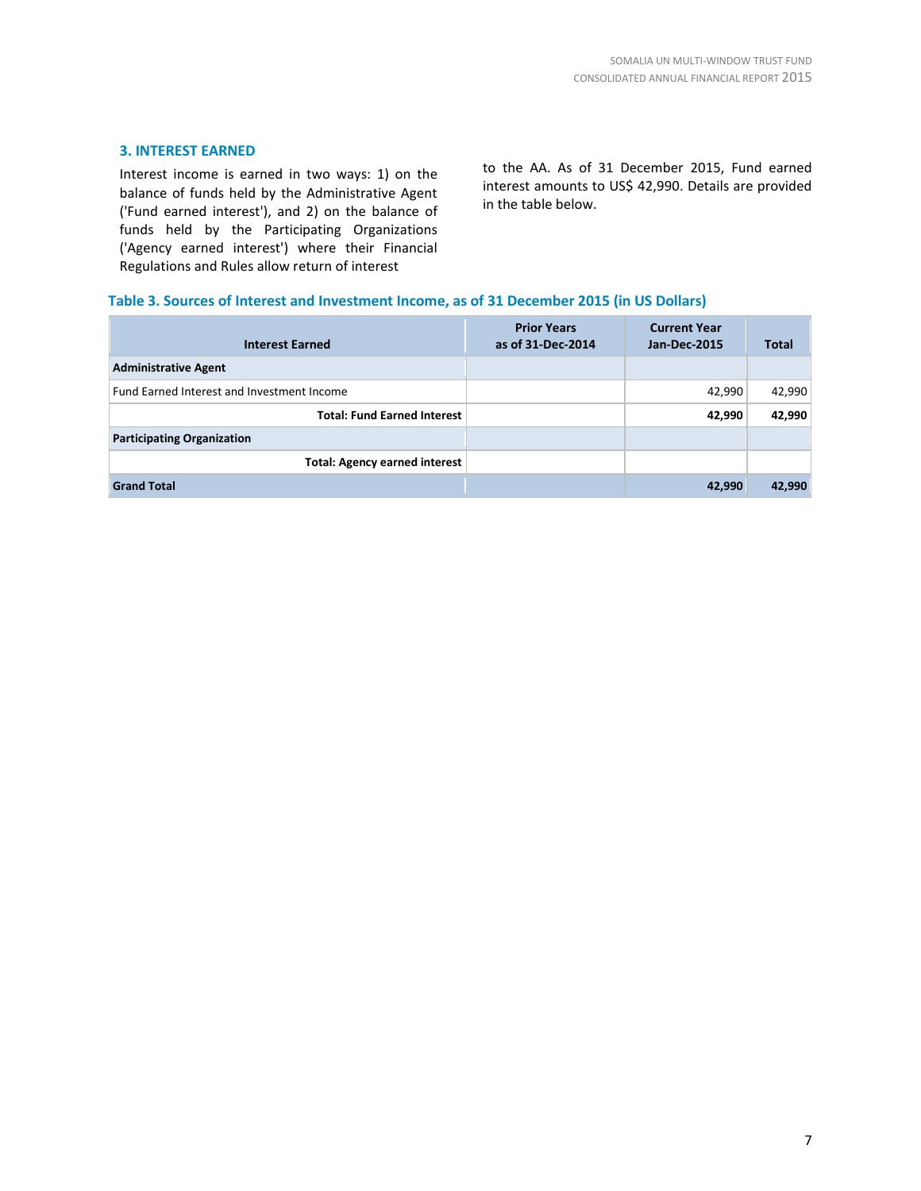### 3. INTEREST EARNED

Interest income is earned in two ways: 1) on the balance of funds held by the Administrative Agent ('Fund earned interest'), and 2) on the balance of funds held by the Participating Organizations ('Agency earned interest') where their Financial Regulations and Rules allow return of interest to the AA. As of 31 December 2015, Fund earned interest amounts to US$ 42,990. Details are provided in the table below.

**Table 3. Sources of Interest and Investment Income, as of 31 December 2015 (in US Dollars)**

| Interest Earned | Prior Years as of 31-Dec-2014 | Current Year Jan-Dec-2015 | Total |
|---|---|---|---|
| **Administrative Agent** | | | |
| Fund Earned Interest and Investment Income | | 42,990 | 42,990 |
| **Total: Fund Earned Interest** | | **42,990** | **42,990** |
| **Participating Organization** | | | |
| **Total: Agency earned interest** | | | |
| **Grand Total** | | **42,990** | **42,990** |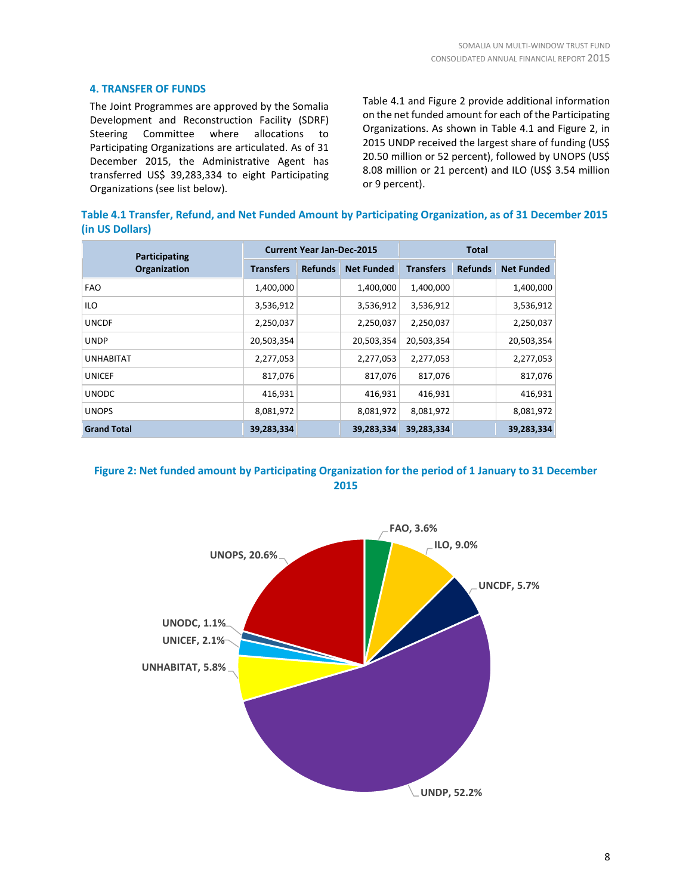## 4. TRANSFER OF FUNDS

The Joint Programmes are approved by the Somalia Development and Reconstruction Facility (SDRF) Steering Committee where allocations to Participating Organizations are articulated. As of 31 December 2015, the Administrative Agent has transferred US$ 39,283,334 to eight Participating Organizations (see list below).

Table 4.1 and Figure 2 provide additional information on the net funded amount for each of the Participating Organizations. As shown in Table 4.1 and Figure 2, in 2015 UNDP received the largest share of funding (US$ 20.50 million or 52 percent), followed by UNOPS (US$ 8.08 million or 21 percent) and ILO (US$ 3.54 million or 9 percent).

**Table 4.1 Transfer, Refund, and Net Funded Amount by Participating Organization, as of 31 December 2015 (in US Dollars)**

| Participating Organization | Current Year Jan-Dec-2015 | | | Total | | |
|---|---|---|---|---|---|---|
| | Transfers | Refunds | Net Funded | Transfers | Refunds | Net Funded |
| FAO | 1,400,000 | | 1,400,000 | 1,400,000 | | 1,400,000 |
| ILO | 3,536,912 | | 3,536,912 | 3,536,912 | | 3,536,912 |
| UNCDF | 2,250,037 | | 2,250,037 | 2,250,037 | | 2,250,037 |
| UNDP | 20,503,354 | | 20,503,354 | 20,503,354 | | 20,503,354 |
| UNHABITAT | 2,277,053 | | 2,277,053 | 2,277,053 | | 2,277,053 |
| UNICEF | 817,076 | | 817,076 | 817,076 | | 817,076 |
| UNODC | 416,931 | | 416,931 | 416,931 | | 416,931 |
| UNOPS | 8,081,972 | | 8,081,972 | 8,081,972 | | 8,081,972 |
| **Grand Total** | **39,283,334** | | **39,283,334** | **39,283,334** | | **39,283,334** |

**Figure 2: Net funded amount by Participating Organization for the period of 1 January to 31 December 2015**

FAO, 3.6%; ILO, 9.0%; UNCDF, 5.7%; UNDP, 52.2%; UNHABITAT, 5.8%; UNICEF, 2.1%; UNODC, 1.1%; UNOPS, 20.6%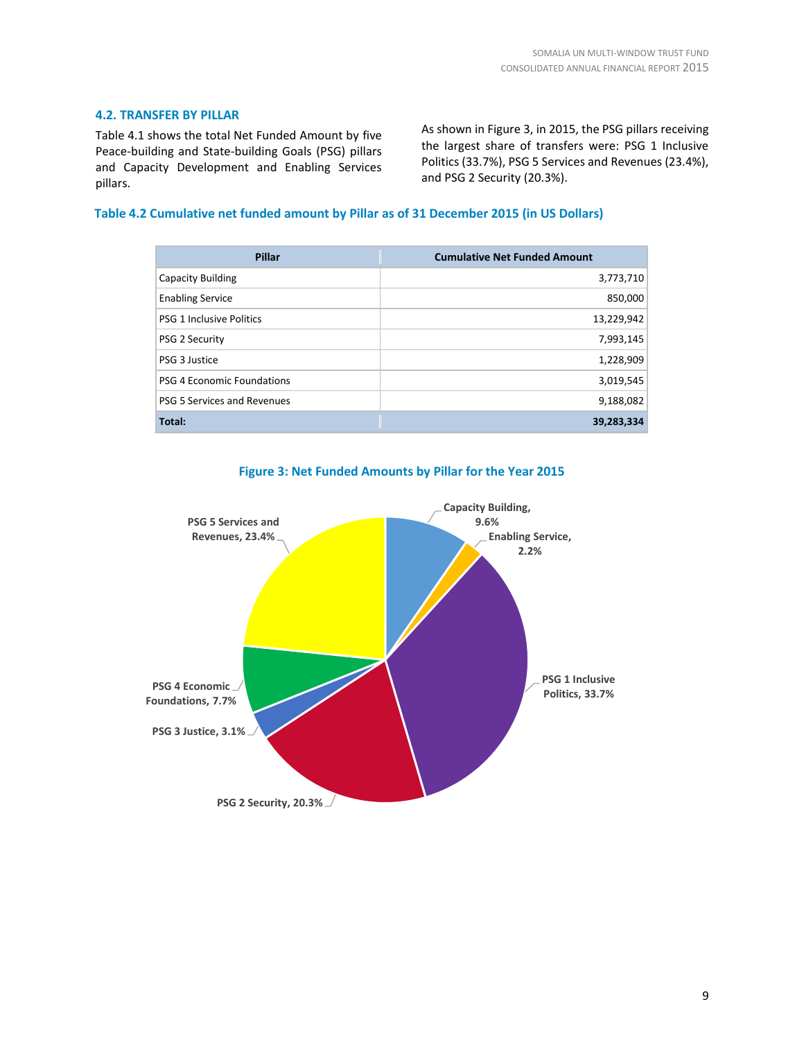### 4.2. TRANSFER BY PILLAR

Table 4.1 shows the total Net Funded Amount by five Peace-building and State-building Goals (PSG) pillars and Capacity Development and Enabling Services pillars.

As shown in Figure 3, in 2015, the PSG pillars receiving the largest share of transfers were: PSG 1 Inclusive Politics (33.7%), PSG 5 Services and Revenues (23.4%), and PSG 2 Security (20.3%).

**Table 4.2 Cumulative net funded amount by Pillar as of 31 December 2015 (in US Dollars)**

| Pillar | Cumulative Net Funded Amount |
|---|---:|
| Capacity Building | 3,773,710 |
| Enabling Service | 850,000 |
| PSG 1 Inclusive Politics | 13,229,942 |
| PSG 2 Security | 7,993,145 |
| PSG 3 Justice | 1,228,909 |
| PSG 4 Economic Foundations | 3,019,545 |
| PSG 5 Services and Revenues | 9,188,082 |
| **Total:** | **39,283,334** |

**Figure 3: Net Funded Amounts by Pillar for the Year 2015**

Capacity Building, 9.6%
Enabling Service, 2.2%
PSG 1 Inclusive Politics, 33.7%
PSG 2 Security, 20.3%
PSG 3 Justice, 3.1%
PSG 4 Economic Foundations, 7.7%
PSG 5 Services and Revenues, 23.4%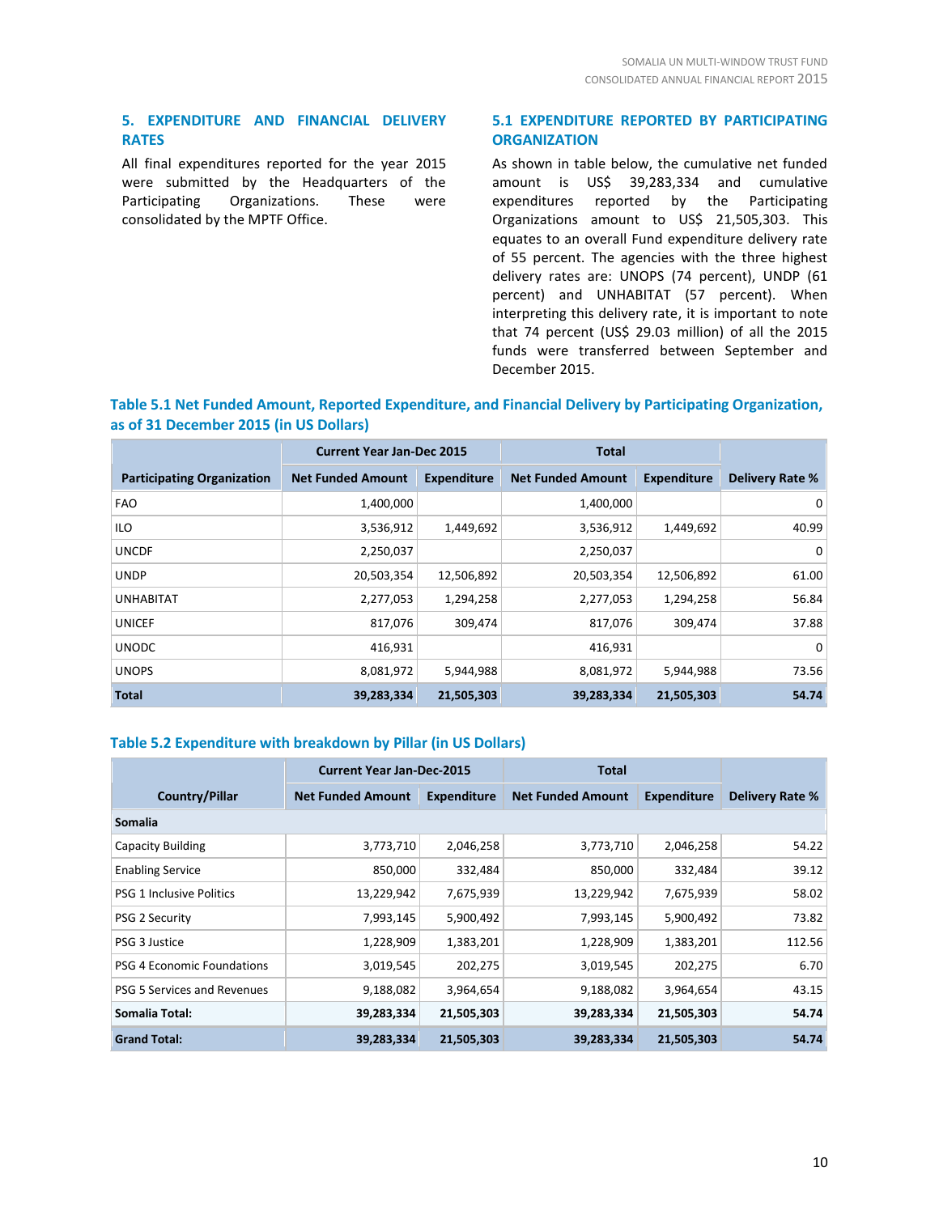## 5. EXPENDITURE AND FINANCIAL DELIVERY RATES

All final expenditures reported for the year 2015 were submitted by the Headquarters of the Participating Organizations. These were consolidated by the MPTF Office.

### 5.1 EXPENDITURE REPORTED BY PARTICIPATING ORGANIZATION

As shown in table below, the cumulative net funded amount is US$ 39,283,334 and cumulative expenditures reported by the Participating Organizations amount to US$ 21,505,303. This equates to an overall Fund expenditure delivery rate of 55 percent. The agencies with the three highest delivery rates are: UNOPS (74 percent), UNDP (61 percent) and UNHABITAT (57 percent). When interpreting this delivery rate, it is important to note that 74 percent (US$ 29.03 million) of all the 2015 funds were transferred between September and December 2015.

**Table 5.1 Net Funded Amount, Reported Expenditure, and Financial Delivery by Participating Organization, as of 31 December 2015 (in US Dollars)**

| | Current Year Jan-Dec 2015 | | Total | | |
|---|---|---|---|---|---|
| **Participating Organization** | **Net Funded Amount** | **Expenditure** | **Net Funded Amount** | **Expenditure** | **Delivery Rate %** |
| FAO | 1,400,000 | | 1,400,000 | | 0 |
| ILO | 3,536,912 | 1,449,692 | 3,536,912 | 1,449,692 | 40.99 |
| UNCDF | 2,250,037 | | 2,250,037 | | 0 |
| UNDP | 20,503,354 | 12,506,892 | 20,503,354 | 12,506,892 | 61.00 |
| UNHABITAT | 2,277,053 | 1,294,258 | 2,277,053 | 1,294,258 | 56.84 |
| UNICEF | 817,076 | 309,474 | 817,076 | 309,474 | 37.88 |
| UNODC | 416,931 | | 416,931 | | 0 |
| UNOPS | 8,081,972 | 5,944,988 | 8,081,972 | 5,944,988 | 73.56 |
| **Total** | **39,283,334** | **21,505,303** | **39,283,334** | **21,505,303** | **54.74** |

**Table 5.2 Expenditure with breakdown by Pillar (in US Dollars)**

| | Current Year Jan-Dec-2015 | | Total | | |
|---|---|---|---|---|---|
| **Country/Pillar** | **Net Funded Amount** | **Expenditure** | **Net Funded Amount** | **Expenditure** | **Delivery Rate %** |
| **Somalia** | | | | | |
| Capacity Building | 3,773,710 | 2,046,258 | 3,773,710 | 2,046,258 | 54.22 |
| Enabling Service | 850,000 | 332,484 | 850,000 | 332,484 | 39.12 |
| PSG 1 Inclusive Politics | 13,229,942 | 7,675,939 | 13,229,942 | 7,675,939 | 58.02 |
| PSG 2 Security | 7,993,145 | 5,900,492 | 7,993,145 | 5,900,492 | 73.82 |
| PSG 3 Justice | 1,228,909 | 1,383,201 | 1,228,909 | 1,383,201 | 112.56 |
| PSG 4 Economic Foundations | 3,019,545 | 202,275 | 3,019,545 | 202,275 | 6.70 |
| PSG 5 Services and Revenues | 9,188,082 | 3,964,654 | 9,188,082 | 3,964,654 | 43.15 |
| **Somalia Total:** | **39,283,334** | **21,505,303** | **39,283,334** | **21,505,303** | **54.74** |
| **Grand Total:** | **39,283,334** | **21,505,303** | **39,283,334** | **21,505,303** | **54.74** |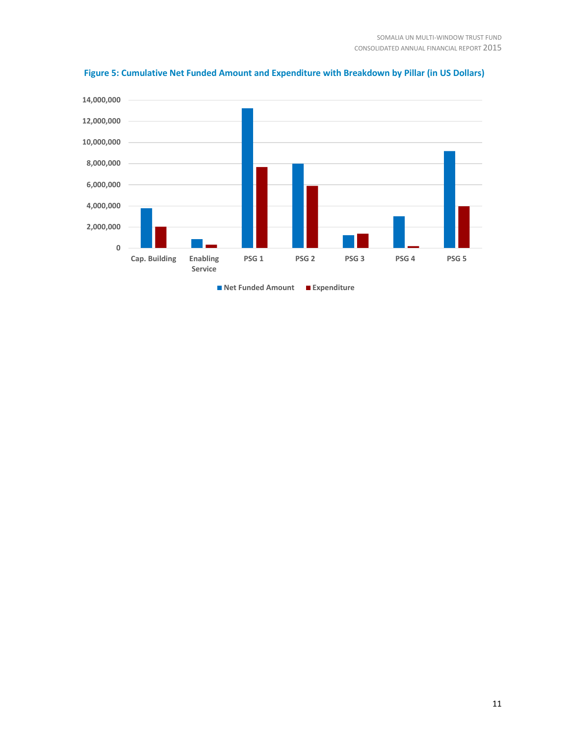**Figure 5: Cumulative Net Funded Amount and Expenditure with Breakdown by Pillar (in US Dollars)**

14,000,000
12,000,000
10,000,000
8,000,000
6,000,000
4,000,000
2,000,000
0

Cap. Building | Enabling Service | PSG 1 | PSG 2 | PSG 3 | PSG 4 | PSG 5

■ Net Funded Amount ■ Expenditure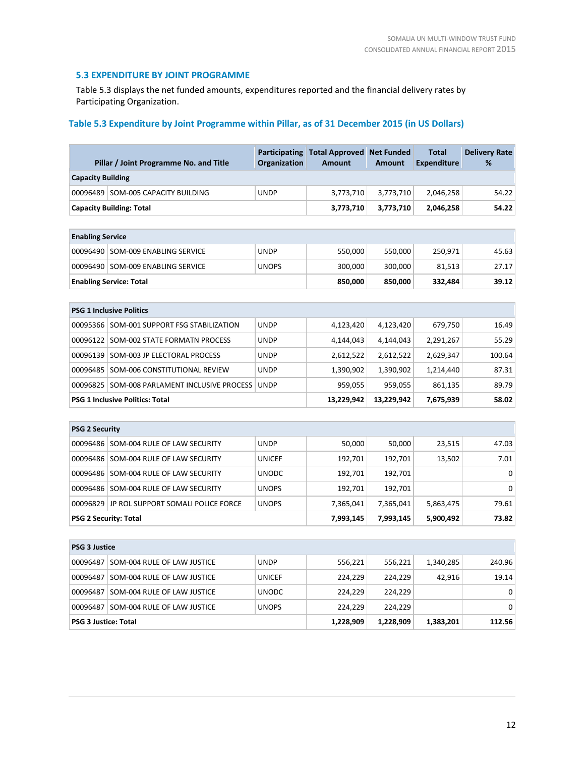## 5.3 EXPENDITURE BY JOINT PROGRAMME

Table 5.3 displays the net funded amounts, expenditures reported and the financial delivery rates by Participating Organization.

### Table 5.3 Expenditure by Joint Programme within Pillar, as of 31 December 2015 (in US Dollars)

| Pillar / Joint Programme No. and Title | | Participating Organization | Total Approved Amount | Net Funded Amount | Total Expenditure | Delivery Rate % |
|---|---|---|---|---|---|---|
| **Capacity Building** | | | | | | |
| 00096489 | SOM-005 CAPACITY BUILDING | UNDP | 3,773,710 | 3,773,710 | 2,046,258 | 54.22 |
| **Capacity Building: Total** | | | **3,773,710** | **3,773,710** | **2,046,258** | **54.22** |
| **Enabling Service** | | | | | | |
| 00096490 | SOM-009 ENABLING SERVICE | UNDP | 550,000 | 550,000 | 250,971 | 45.63 |
| 00096490 | SOM-009 ENABLING SERVICE | UNOPS | 300,000 | 300,000 | 81,513 | 27.17 |
| **Enabling Service: Total** | | | **850,000** | **850,000** | **332,484** | **39.12** |
| **PSG 1 Inclusive Politics** | | | | | | |
| 00095366 | SOM-001 SUPPORT FSG STABILIZATION | UNDP | 4,123,420 | 4,123,420 | 679,750 | 16.49 |
| 00096122 | SOM-002 STATE FORMATN PROCESS | UNDP | 4,144,043 | 4,144,043 | 2,291,267 | 55.29 |
| 00096139 | SOM-003 JP ELECTORAL PROCESS | UNDP | 2,612,522 | 2,612,522 | 2,629,347 | 100.64 |
| 00096485 | SOM-006 CONSTITUTIONAL REVIEW | UNDP | 1,390,902 | 1,390,902 | 1,214,440 | 87.31 |
| 00096825 | SOM-008 PARLAMENT INCLUSIVE PROCESS | UNDP | 959,055 | 959,055 | 861,135 | 89.79 |
| **PSG 1 Inclusive Politics: Total** | | | **13,229,942** | **13,229,942** | **7,675,939** | **58.02** |
| **PSG 2 Security** | | | | | | |
| 00096486 | SOM-004 RULE OF LAW SECURITY | UNDP | 50,000 | 50,000 | 23,515 | 47.03 |
| 00096486 | SOM-004 RULE OF LAW SECURITY | UNICEF | 192,701 | 192,701 | 13,502 | 7.01 |
| 00096486 | SOM-004 RULE OF LAW SECURITY | UNODC | 192,701 | 192,701 | | 0 |
| 00096486 | SOM-004 RULE OF LAW SECURITY | UNOPS | 192,701 | 192,701 | | 0 |
| 00096829 | JP ROL SUPPORT SOMALI POLICE FORCE | UNOPS | 7,365,041 | 7,365,041 | 5,863,475 | 79.61 |
| **PSG 2 Security: Total** | | | **7,993,145** | **7,993,145** | **5,900,492** | **73.82** |
| **PSG 3 Justice** | | | | | | |
| 00096487 | SOM-004 RULE OF LAW JUSTICE | UNDP | 556,221 | 556,221 | 1,340,285 | 240.96 |
| 00096487 | SOM-004 RULE OF LAW JUSTICE | UNICEF | 224,229 | 224,229 | 42,916 | 19.14 |
| 00096487 | SOM-004 RULE OF LAW JUSTICE | UNODC | 224,229 | 224,229 | | 0 |
| 00096487 | SOM-004 RULE OF LAW JUSTICE | UNOPS | 224,229 | 224,229 | | 0 |
| **PSG 3 Justice: Total** | | | **1,228,909** | **1,228,909** | **1,383,201** | **112.56** |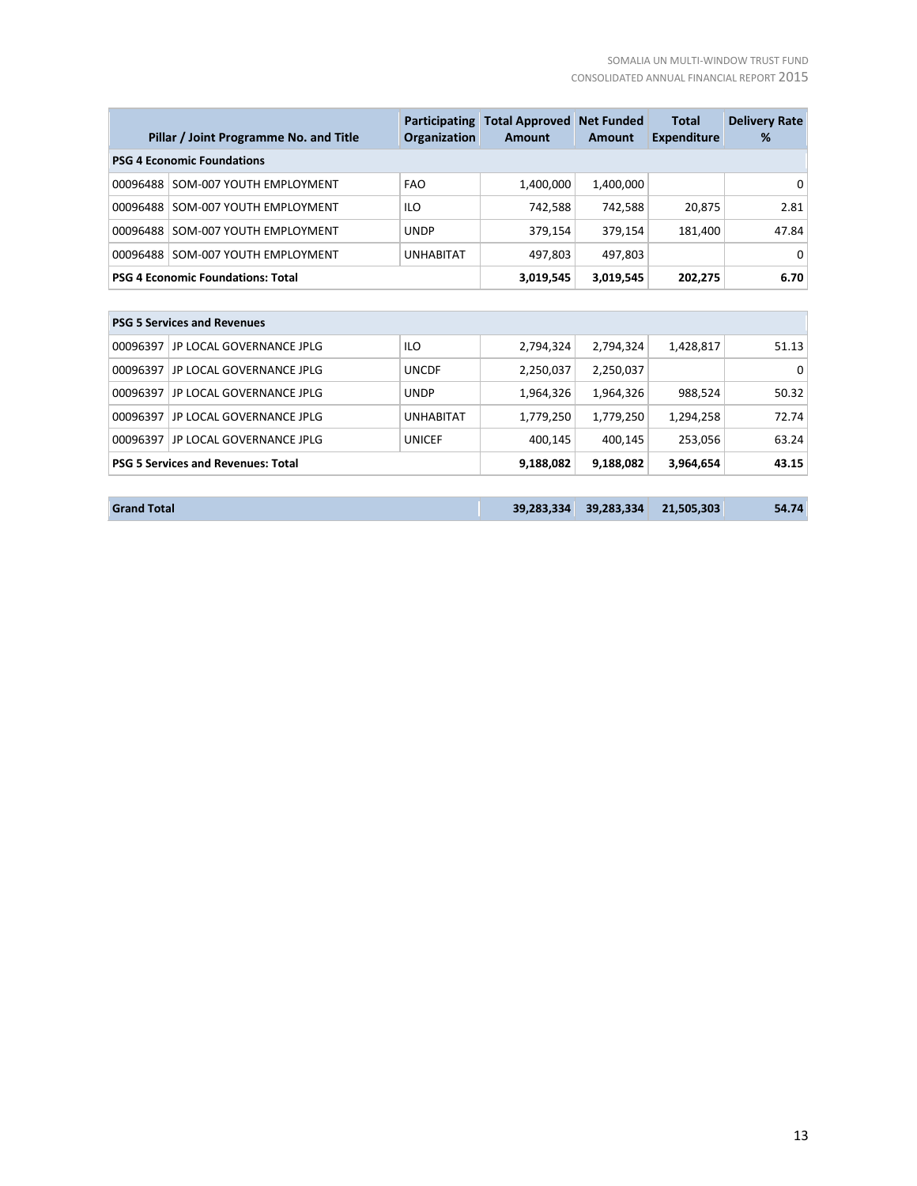| Pillar / Joint Programme No. and Title | | Participating Organization | Total Approved Amount | Net Funded Amount | Total Expenditure | Delivery Rate % |
|---|---|---|---|---|---|---|
| **PSG 4 Economic Foundations** | | | | | | |
| 00096488 | SOM-007 YOUTH EMPLOYMENT | FAO | 1,400,000 | 1,400,000 | | 0 |
| 00096488 | SOM-007 YOUTH EMPLOYMENT | ILO | 742,588 | 742,588 | 20,875 | 2.81 |
| 00096488 | SOM-007 YOUTH EMPLOYMENT | UNDP | 379,154 | 379,154 | 181,400 | 47.84 |
| 00096488 | SOM-007 YOUTH EMPLOYMENT | UNHABITAT | 497,803 | 497,803 | | 0 |
| **PSG 4 Economic Foundations: Total** | | | **3,019,545** | **3,019,545** | **202,275** | **6.70** |
| **PSG 5 Services and Revenues** | | | | | | |
| 00096397 | JP LOCAL GOVERNANCE JPLG | ILO | 2,794,324 | 2,794,324 | 1,428,817 | 51.13 |
| 00096397 | JP LOCAL GOVERNANCE JPLG | UNCDF | 2,250,037 | 2,250,037 | | 0 |
| 00096397 | JP LOCAL GOVERNANCE JPLG | UNDP | 1,964,326 | 1,964,326 | 988,524 | 50.32 |
| 00096397 | JP LOCAL GOVERNANCE JPLG | UNHABITAT | 1,779,250 | 1,779,250 | 1,294,258 | 72.74 |
| 00096397 | JP LOCAL GOVERNANCE JPLG | UNICEF | 400,145 | 400,145 | 253,056 | 63.24 |
| **PSG 5 Services and Revenues: Total** | | | **9,188,082** | **9,188,082** | **3,964,654** | **43.15** |
| **Grand Total** | | | **39,283,334** | **39,283,334** | **21,505,303** | **54.74** |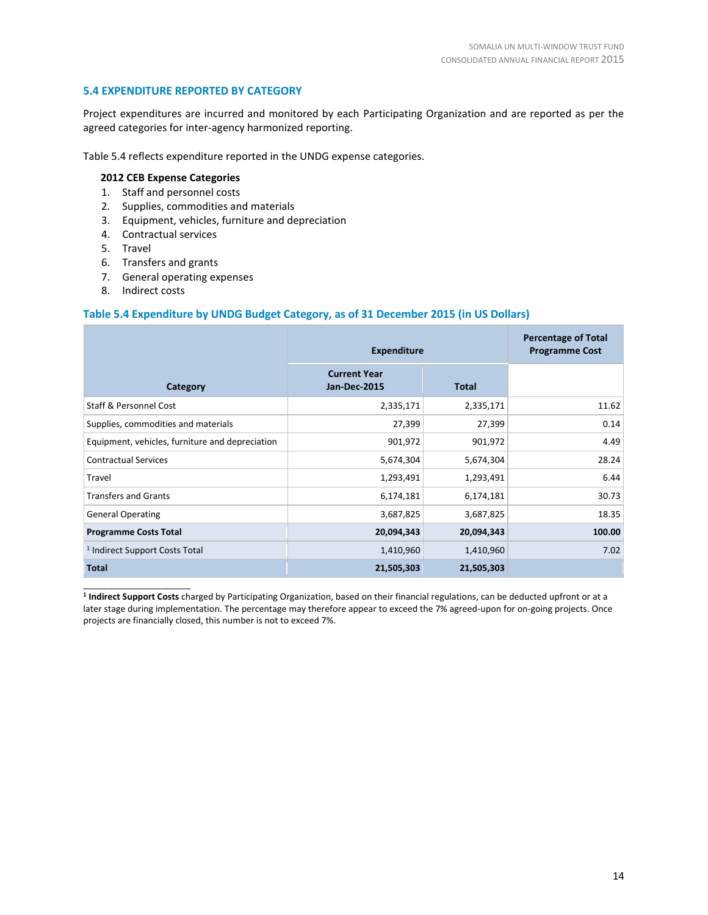## 5.4 EXPENDITURE REPORTED BY CATEGORY

Project expenditures are incurred and monitored by each Participating Organization and are reported as per the agreed categories for inter-agency harmonized reporting.

Table 5.4 reflects expenditure reported in the UNDG expense categories.

**2012 CEB Expense Categories**

1. Staff and personnel costs
2. Supplies, commodities and materials
3. Equipment, vehicles, furniture and depreciation
4. Contractual services
5. Travel
6. Transfers and grants
7. General operating expenses
8. Indirect costs

### Table 5.4 Expenditure by UNDG Budget Category, as of 31 December 2015 (in US Dollars)

| Category | Expenditure | | Percentage of Total Programme Cost |
|---|---|---|---|
| | **Current Year Jan-Dec-2015** | **Total** | |
| Staff & Personnel Cost | 2,335,171 | 2,335,171 | 11.62 |
| Supplies, commodities and materials | 27,399 | 27,399 | 0.14 |
| Equipment, vehicles, furniture and depreciation | 901,972 | 901,972 | 4.49 |
| Contractual Services | 5,674,304 | 5,674,304 | 28.24 |
| Travel | 1,293,491 | 1,293,491 | 6.44 |
| Transfers and Grants | 6,174,181 | 6,174,181 | 30.73 |
| General Operating | 3,687,825 | 3,687,825 | 18.35 |
| **Programme Costs Total** | **20,094,343** | **20,094,343** | **100.00** |
| [1] Indirect Support Costs Total | 1,410,960 | 1,410,960 | 7.02 |
| **Total** | **21,505,303** | **21,505,303** | |

[1] **Indirect Support Costs** charged by Participating Organization, based on their financial regulations, can be deducted upfront or at a later stage during implementation. The percentage may therefore appear to exceed the 7% agreed-upon for on-going projects. Once projects are financially closed, this number is not to exceed 7%.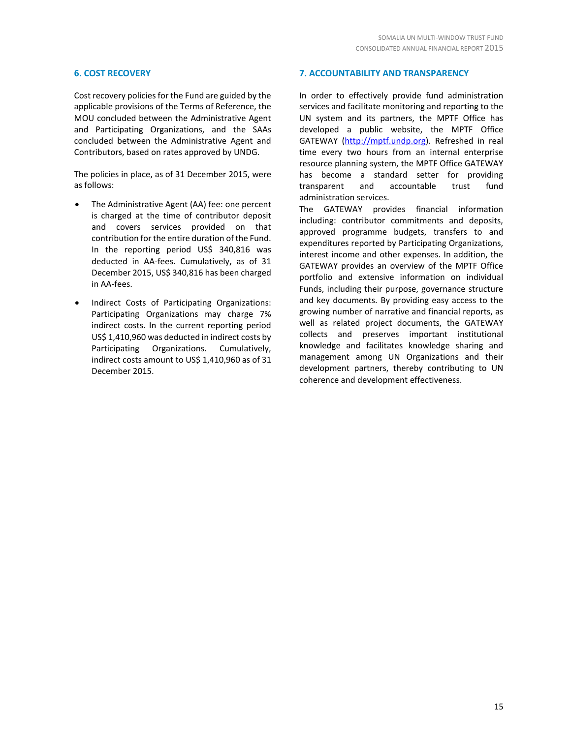## 6. COST RECOVERY

Cost recovery policies for the Fund are guided by the applicable provisions of the Terms of Reference, the MOU concluded between the Administrative Agent and Participating Organizations, and the SAAs concluded between the Administrative Agent and Contributors, based on rates approved by UNDG.

The policies in place, as of 31 December 2015, were as follows:

- The Administrative Agent (AA) fee: one percent is charged at the time of contributor deposit and covers services provided on that contribution for the entire duration of the Fund. In the reporting period US$ 340,816 was deducted in AA-fees. Cumulatively, as of 31 December 2015, US$ 340,816 has been charged in AA-fees.
- Indirect Costs of Participating Organizations: Participating Organizations may charge 7% indirect costs. In the current reporting period US$ 1,410,960 was deducted in indirect costs by Participating Organizations. Cumulatively, indirect costs amount to US$ 1,410,960 as of 31 December 2015.

## 7. ACCOUNTABILITY AND TRANSPARENCY

In order to effectively provide fund administration services and facilitate monitoring and reporting to the UN system and its partners, the MPTF Office has developed a public website, the MPTF Office GATEWAY (http://mptf.undp.org). Refreshed in real time every two hours from an internal enterprise resource planning system, the MPTF Office GATEWAY has become a standard setter for providing transparent and accountable trust fund administration services.

The GATEWAY provides financial information including: contributor commitments and deposits, approved programme budgets, transfers to and expenditures reported by Participating Organizations, interest income and other expenses. In addition, the GATEWAY provides an overview of the MPTF Office portfolio and extensive information on individual Funds, including their purpose, governance structure and key documents. By providing easy access to the growing number of narrative and financial reports, as well as related project documents, the GATEWAY collects and preserves important institutional knowledge and facilitates knowledge sharing and management among UN Organizations and their development partners, thereby contributing to UN coherence and development effectiveness.